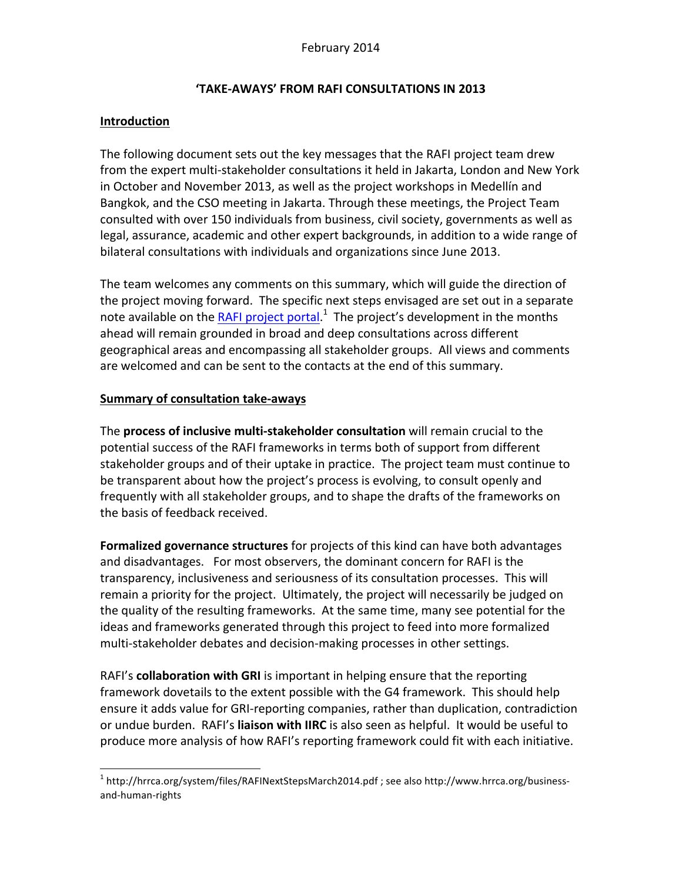February 2014

## 'TAKE-AWAYS' FROM RAFI CONSULTATIONS IN 2013

### Introduction

The following document sets out the key messages that the RAFI project team drew from the expert multi-stakeholder consultations it held in Jakarta, London and New York in October and November 2013, as well as the project workshops in Medellín and Bangkok, and the CSO meeting in Jakarta. Through these meetings, the Project Team consulted with over 150 individuals from business, civil society, governments as well as legal, assurance, academic and other expert backgrounds, in addition to a wide range of bilateral consultations with individuals and organizations since June 2013.

The team welcomes any comments on this summary, which will guide the direction of the project moving forward. The specific next steps envisaged are set out in a separate note available on the RAFI project portal.[1] The project's development in the months ahead will remain grounded in broad and deep consultations across different geographical areas and encompassing all stakeholder groups. All views and comments are welcomed and can be sent to the contacts at the end of this summary.

### Summary of consultation take-aways

The **process of inclusive multi-stakeholder consultation** will remain crucial to the potential success of the RAFI frameworks in terms both of support from different stakeholder groups and of their uptake in practice. The project team must continue to be transparent about how the project's process is evolving, to consult openly and frequently with all stakeholder groups, and to shape the drafts of the frameworks on the basis of feedback received.

**Formalized governance structures** for projects of this kind can have both advantages and disadvantages. For most observers, the dominant concern for RAFI is the transparency, inclusiveness and seriousness of its consultation processes. This will remain a priority for the project. Ultimately, the project will necessarily be judged on the quality of the resulting frameworks. At the same time, many see potential for the ideas and frameworks generated through this project to feed into more formalized multi-stakeholder debates and decision-making processes in other settings.

RAFI's **collaboration with GRI** is important in helping ensure that the reporting framework dovetails to the extent possible with the G4 framework. This should help ensure it adds value for GRI-reporting companies, rather than duplication, contradiction or undue burden. RAFI's **liaison with IIRC** is also seen as helpful. It would be useful to produce more analysis of how RAFI's reporting framework could fit with each initiative.

---

[1] http://hrrca.org/system/files/RAFINextStepsMarch2014.pdf ; see also http://www.hrrca.org/business-and-human-rights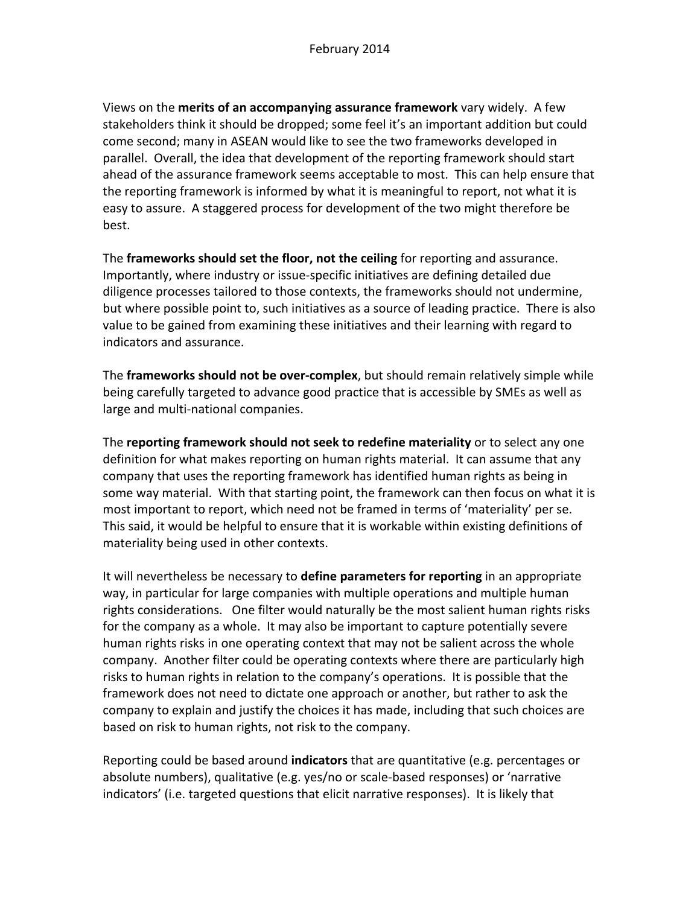Views on the **merits of an accompanying assurance framework** vary widely. A few stakeholders think it should be dropped; some feel it's an important addition but could come second; many in ASEAN would like to see the two frameworks developed in parallel. Overall, the idea that development of the reporting framework should start ahead of the assurance framework seems acceptable to most. This can help ensure that the reporting framework is informed by what it is meaningful to report, not what it is easy to assure. A staggered process for development of the two might therefore be best.

The **frameworks should set the floor, not the ceiling** for reporting and assurance. Importantly, where industry or issue-specific initiatives are defining detailed due diligence processes tailored to those contexts, the frameworks should not undermine, but where possible point to, such initiatives as a source of leading practice. There is also value to be gained from examining these initiatives and their learning with regard to indicators and assurance.

The **frameworks should not be over-complex**, but should remain relatively simple while being carefully targeted to advance good practice that is accessible by SMEs as well as large and multi-national companies.

The **reporting framework should not seek to redefine materiality** or to select any one definition for what makes reporting on human rights material. It can assume that any company that uses the reporting framework has identified human rights as being in some way material. With that starting point, the framework can then focus on what it is most important to report, which need not be framed in terms of 'materiality' per se. This said, it would be helpful to ensure that it is workable within existing definitions of materiality being used in other contexts.

It will nevertheless be necessary to **define parameters for reporting** in an appropriate way, in particular for large companies with multiple operations and multiple human rights considerations. One filter would naturally be the most salient human rights risks for the company as a whole. It may also be important to capture potentially severe human rights risks in one operating context that may not be salient across the whole company. Another filter could be operating contexts where there are particularly high risks to human rights in relation to the company's operations. It is possible that the framework does not need to dictate one approach or another, but rather to ask the company to explain and justify the choices it has made, including that such choices are based on risk to human rights, not risk to the company.

Reporting could be based around **indicators** that are quantitative (e.g. percentages or absolute numbers), qualitative (e.g. yes/no or scale-based responses) or 'narrative indicators' (i.e. targeted questions that elicit narrative responses). It is likely that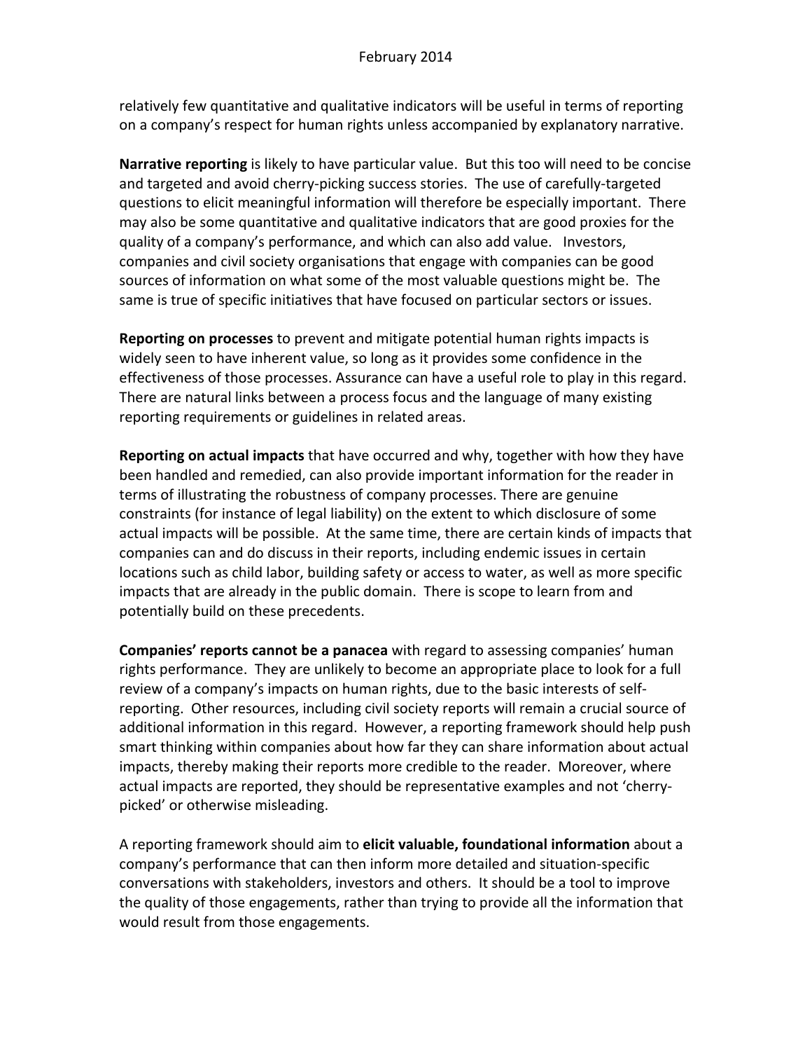relatively few quantitative and qualitative indicators will be useful in terms of reporting on a company's respect for human rights unless accompanied by explanatory narrative.

**Narrative reporting** is likely to have particular value. But this too will need to be concise and targeted and avoid cherry-picking success stories. The use of carefully-targeted questions to elicit meaningful information will therefore be especially important. There may also be some quantitative and qualitative indicators that are good proxies for the quality of a company's performance, and which can also add value. Investors, companies and civil society organisations that engage with companies can be good sources of information on what some of the most valuable questions might be. The same is true of specific initiatives that have focused on particular sectors or issues.

**Reporting on processes** to prevent and mitigate potential human rights impacts is widely seen to have inherent value, so long as it provides some confidence in the effectiveness of those processes. Assurance can have a useful role to play in this regard. There are natural links between a process focus and the language of many existing reporting requirements or guidelines in related areas.

**Reporting on actual impacts** that have occurred and why, together with how they have been handled and remedied, can also provide important information for the reader in terms of illustrating the robustness of company processes. There are genuine constraints (for instance of legal liability) on the extent to which disclosure of some actual impacts will be possible. At the same time, there are certain kinds of impacts that companies can and do discuss in their reports, including endemic issues in certain locations such as child labor, building safety or access to water, as well as more specific impacts that are already in the public domain. There is scope to learn from and potentially build on these precedents.

**Companies' reports cannot be a panacea** with regard to assessing companies' human rights performance. They are unlikely to become an appropriate place to look for a full review of a company's impacts on human rights, due to the basic interests of self-reporting. Other resources, including civil society reports will remain a crucial source of additional information in this regard. However, a reporting framework should help push smart thinking within companies about how far they can share information about actual impacts, thereby making their reports more credible to the reader. Moreover, where actual impacts are reported, they should be representative examples and not 'cherry-picked' or otherwise misleading.

A reporting framework should aim to **elicit valuable, foundational information** about a company's performance that can then inform more detailed and situation-specific conversations with stakeholders, investors and others. It should be a tool to improve the quality of those engagements, rather than trying to provide all the information that would result from those engagements.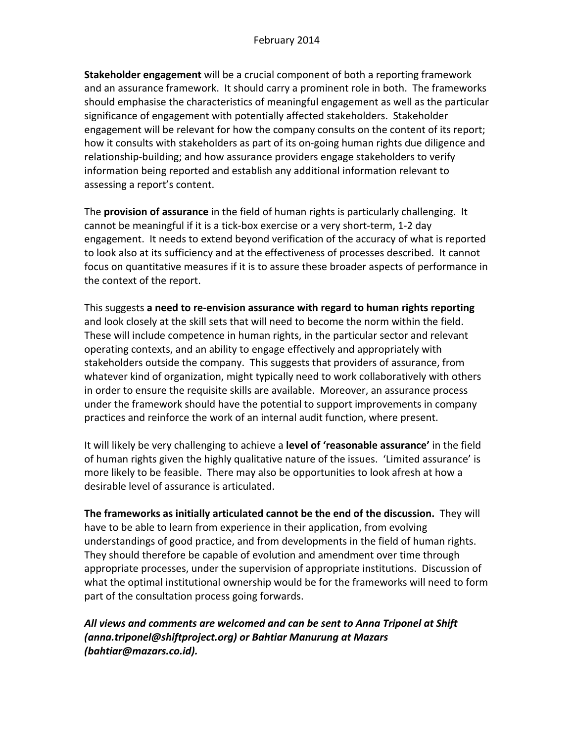**Stakeholder engagement** will be a crucial component of both a reporting framework and an assurance framework. It should carry a prominent role in both. The frameworks should emphasise the characteristics of meaningful engagement as well as the particular significance of engagement with potentially affected stakeholders. Stakeholder engagement will be relevant for how the company consults on the content of its report; how it consults with stakeholders as part of its on-going human rights due diligence and relationship-building; and how assurance providers engage stakeholders to verify information being reported and establish any additional information relevant to assessing a report's content.

The **provision of assurance** in the field of human rights is particularly challenging. It cannot be meaningful if it is a tick-box exercise or a very short-term, 1-2 day engagement. It needs to extend beyond verification of the accuracy of what is reported to look also at its sufficiency and at the effectiveness of processes described. It cannot focus on quantitative measures if it is to assure these broader aspects of performance in the context of the report.

This suggests **a need to re-envision assurance with regard to human rights reporting** and look closely at the skill sets that will need to become the norm within the field. These will include competence in human rights, in the particular sector and relevant operating contexts, and an ability to engage effectively and appropriately with stakeholders outside the company. This suggests that providers of assurance, from whatever kind of organization, might typically need to work collaboratively with others in order to ensure the requisite skills are available. Moreover, an assurance process under the framework should have the potential to support improvements in company practices and reinforce the work of an internal audit function, where present.

It will likely be very challenging to achieve a **level of 'reasonable assurance'** in the field of human rights given the highly qualitative nature of the issues. 'Limited assurance' is more likely to be feasible. There may also be opportunities to look afresh at how a desirable level of assurance is articulated.

**The frameworks as initially articulated cannot be the end of the discussion.** They will have to be able to learn from experience in their application, from evolving understandings of good practice, and from developments in the field of human rights. They should therefore be capable of evolution and amendment over time through appropriate processes, under the supervision of appropriate institutions. Discussion of what the optimal institutional ownership would be for the frameworks will need to form part of the consultation process going forwards.

***All views and comments are welcomed and can be sent to Anna Triponel at Shift (anna.triponel@shiftproject.org) or Bahtiar Manurung at Mazars (bahtiar@mazars.co.id).***